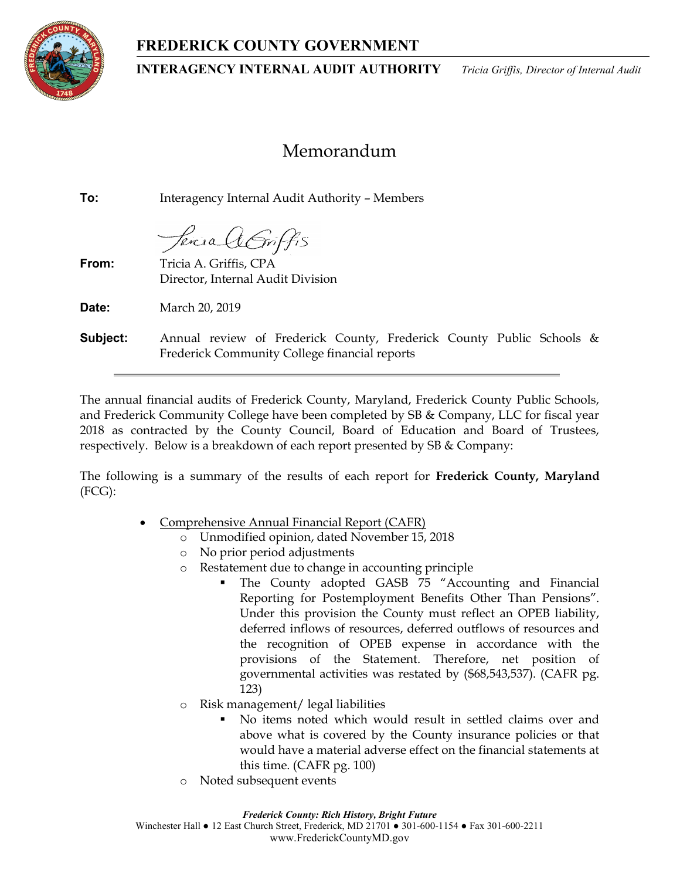# FREDERICK COUNTY GOVERNMENT

**INTERAGENCY INTERNAL AUDIT AUTHORITY** *Tricia Griffis, Director of Internal Audit*

## Memorandum

**To:** Interagency Internal Audit Authority – Members

**From:** Tricia A. Griffis, CPA
Director, Internal Audit Division

**Date:** March 20, 2019

**Subject:** Annual review of Frederick County, Frederick County Public Schools & Frederick Community College financial reports

---

The annual financial audits of Frederick County, Maryland, Frederick County Public Schools, and Frederick Community College have been completed by SB & Company, LLC for fiscal year 2018 as contracted by the County Council, Board of Education and Board of Trustees, respectively. Below is a breakdown of each report presented by SB & Company:

The following is a summary of the results of each report for **Frederick County, Maryland** (FCG):

- Comprehensive Annual Financial Report (CAFR)
  - Unmodified opinion, dated November 15, 2018
  - No prior period adjustments
  - Restatement due to change in accounting principle
    - The County adopted GASB 75 "Accounting and Financial Reporting for Postemployment Benefits Other Than Pensions". Under this provision the County must reflect an OPEB liability, deferred inflows of resources, deferred outflows of resources and the recognition of OPEB expense in accordance with the provisions of the Statement. Therefore, net position of governmental activities was restated by ($68,543,537). (CAFR pg. 123)
  - Risk management/ legal liabilities
    - No items noted which would result in settled claims over and above what is covered by the County insurance policies or that would have a material adverse effect on the financial statements at this time. (CAFR pg. 100)
  - Noted subsequent events

*Frederick County: Rich History, Bright Future*
Winchester Hall ● 12 East Church Street, Frederick, MD 21701 ● 301-600-1154 ● Fax 301-600-2211
www.FrederickCountyMD.gov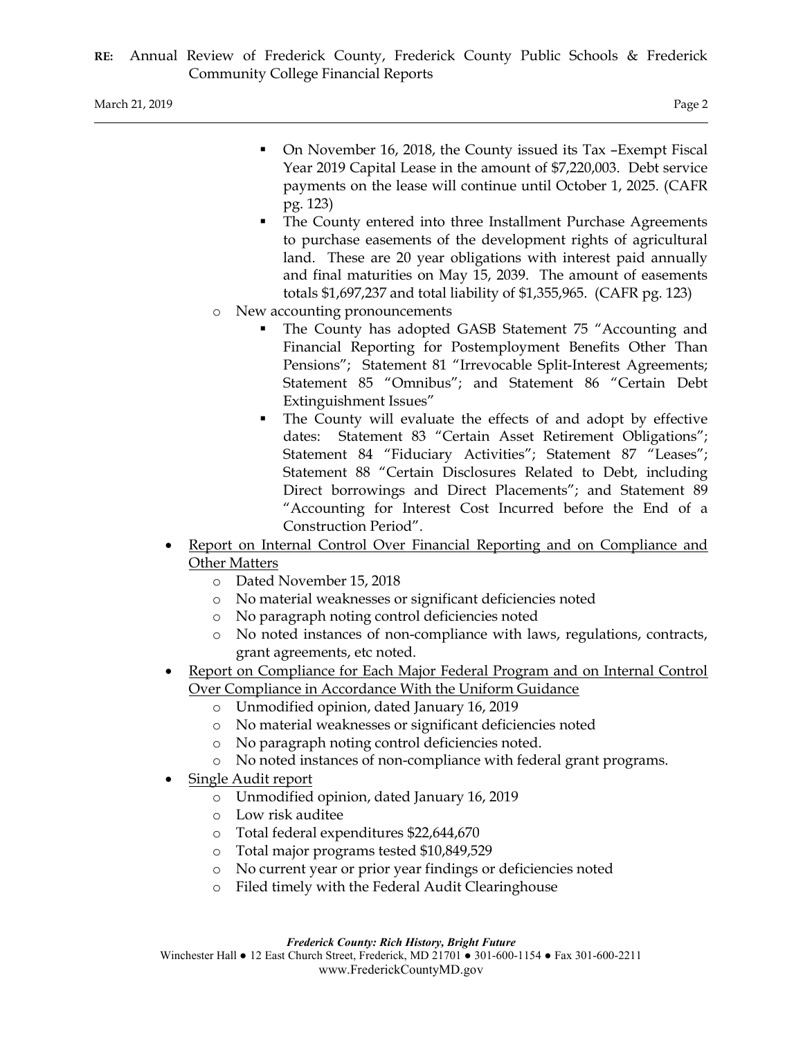- On November 16, 2018, the County issued its Tax –Exempt Fiscal Year 2019 Capital Lease in the amount of $7,220,003. Debt service payments on the lease will continue until October 1, 2025. (CAFR pg. 123)
  - The County entered into three Installment Purchase Agreements to purchase easements of the development rights of agricultural land. These are 20 year obligations with interest paid annually and final maturities on May 15, 2039. The amount of easements totals $1,697,237 and total liability of $1,355,965. (CAFR pg. 123)
- New accounting pronouncements
  - The County has adopted GASB Statement 75 "Accounting and Financial Reporting for Postemployment Benefits Other Than Pensions"; Statement 81 "Irrevocable Split-Interest Agreements; Statement 85 "Omnibus"; and Statement 86 "Certain Debt Extinguishment Issues"
  - The County will evaluate the effects of and adopt by effective dates: Statement 83 "Certain Asset Retirement Obligations"; Statement 84 "Fiduciary Activities"; Statement 87 "Leases"; Statement 88 "Certain Disclosures Related to Debt, including Direct borrowings and Direct Placements"; and Statement 89 "Accounting for Interest Cost Incurred before the End of a Construction Period".

- Report on Internal Control Over Financial Reporting and on Compliance and Other Matters
  - Dated November 15, 2018
  - No material weaknesses or significant deficiencies noted
  - No paragraph noting control deficiencies noted
  - No noted instances of non-compliance with laws, regulations, contracts, grant agreements, etc noted.
- Report on Compliance for Each Major Federal Program and on Internal Control Over Compliance in Accordance With the Uniform Guidance
  - Unmodified opinion, dated January 16, 2019
  - No material weaknesses or significant deficiencies noted
  - No paragraph noting control deficiencies noted.
  - No noted instances of non-compliance with federal grant programs.
- Single Audit report
  - Unmodified opinion, dated January 16, 2019
  - Low risk auditee
  - Total federal expenditures $22,644,670
  - Total major programs tested $10,849,529
  - No current year or prior year findings or deficiencies noted
  - Filed timely with the Federal Audit Clearinghouse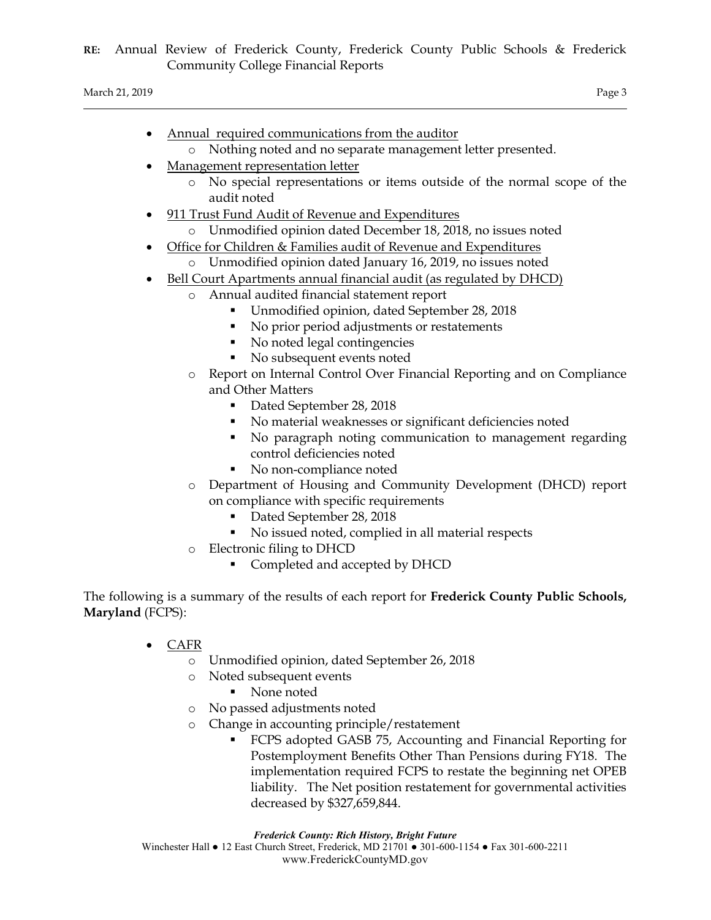- Annual required communications from the auditor
  - Nothing noted and no separate management letter presented.
- Management representation letter
  - No special representations or items outside of the normal scope of the audit noted
- 911 Trust Fund Audit of Revenue and Expenditures
  - Unmodified opinion dated December 18, 2018, no issues noted
- Office for Children & Families audit of Revenue and Expenditures
  - Unmodified opinion dated January 16, 2019, no issues noted
- Bell Court Apartments annual financial audit (as regulated by DHCD)
  - Annual audited financial statement report
    - Unmodified opinion, dated September 28, 2018
    - No prior period adjustments or restatements
    - No noted legal contingencies
    - No subsequent events noted
  - Report on Internal Control Over Financial Reporting and on Compliance and Other Matters
    - Dated September 28, 2018
    - No material weaknesses or significant deficiencies noted
    - No paragraph noting communication to management regarding control deficiencies noted
    - No non-compliance noted
  - Department of Housing and Community Development (DHCD) report on compliance with specific requirements
    - Dated September 28, 2018
    - No issued noted, complied in all material respects
  - Electronic filing to DHCD
    - Completed and accepted by DHCD

The following is a summary of the results of each report for **Frederick County Public Schools, Maryland** (FCPS):

- CAFR
  - Unmodified opinion, dated September 26, 2018
  - Noted subsequent events
    - None noted
  - No passed adjustments noted
  - Change in accounting principle/restatement
    - FCPS adopted GASB 75, Accounting and Financial Reporting for Postemployment Benefits Other Than Pensions during FY18. The implementation required FCPS to restate the beginning net OPEB liability. The Net position restatement for governmental activities decreased by $327,659,844.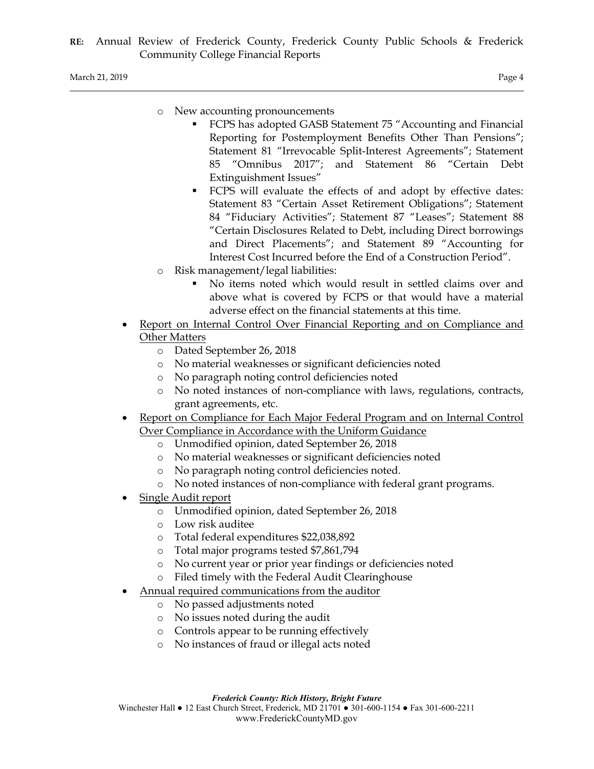- New accounting pronouncements
    - FCPS has adopted GASB Statement 75 “Accounting and Financial Reporting for Postemployment Benefits Other Than Pensions”; Statement 81 “Irrevocable Split-Interest Agreements”; Statement 85 “Omnibus 2017”; and Statement 86 “Certain Debt Extinguishment Issues”
    - FCPS will evaluate the effects of and adopt by effective dates: Statement 83 “Certain Asset Retirement Obligations”; Statement 84 “Fiduciary Activities”; Statement 87 “Leases”; Statement 88 “Certain Disclosures Related to Debt, including Direct borrowings and Direct Placements”; and Statement 89 “Accounting for Interest Cost Incurred before the End of a Construction Period”.
- Risk management/legal liabilities:
    - No items noted which would result in settled claims over and above what is covered by FCPS or that would have a material adverse effect on the financial statements at this time.

- <u>Report on Internal Control Over Financial Reporting and on Compliance and Other Matters</u>
    - Dated September 26, 2018
    - No material weaknesses or significant deficiencies noted
    - No paragraph noting control deficiencies noted
    - No noted instances of non-compliance with laws, regulations, contracts, grant agreements, etc.
- <u>Report on Compliance for Each Major Federal Program and on Internal Control Over Compliance in Accordance with the Uniform Guidance</u>
    - Unmodified opinion, dated September 26, 2018
    - No material weaknesses or significant deficiencies noted
    - No paragraph noting control deficiencies noted.
    - No noted instances of non-compliance with federal grant programs.
- <u>Single Audit report</u>
    - Unmodified opinion, dated September 26, 2018
    - Low risk auditee
    - Total federal expenditures $22,038,892
    - Total major programs tested $7,861,794
    - No current year or prior year findings or deficiencies noted
    - Filed timely with the Federal Audit Clearinghouse
- <u>Annual required communications from the auditor</u>
    - No passed adjustments noted
    - No issues noted during the audit
    - Controls appear to be running effectively
    - No instances of fraud or illegal acts noted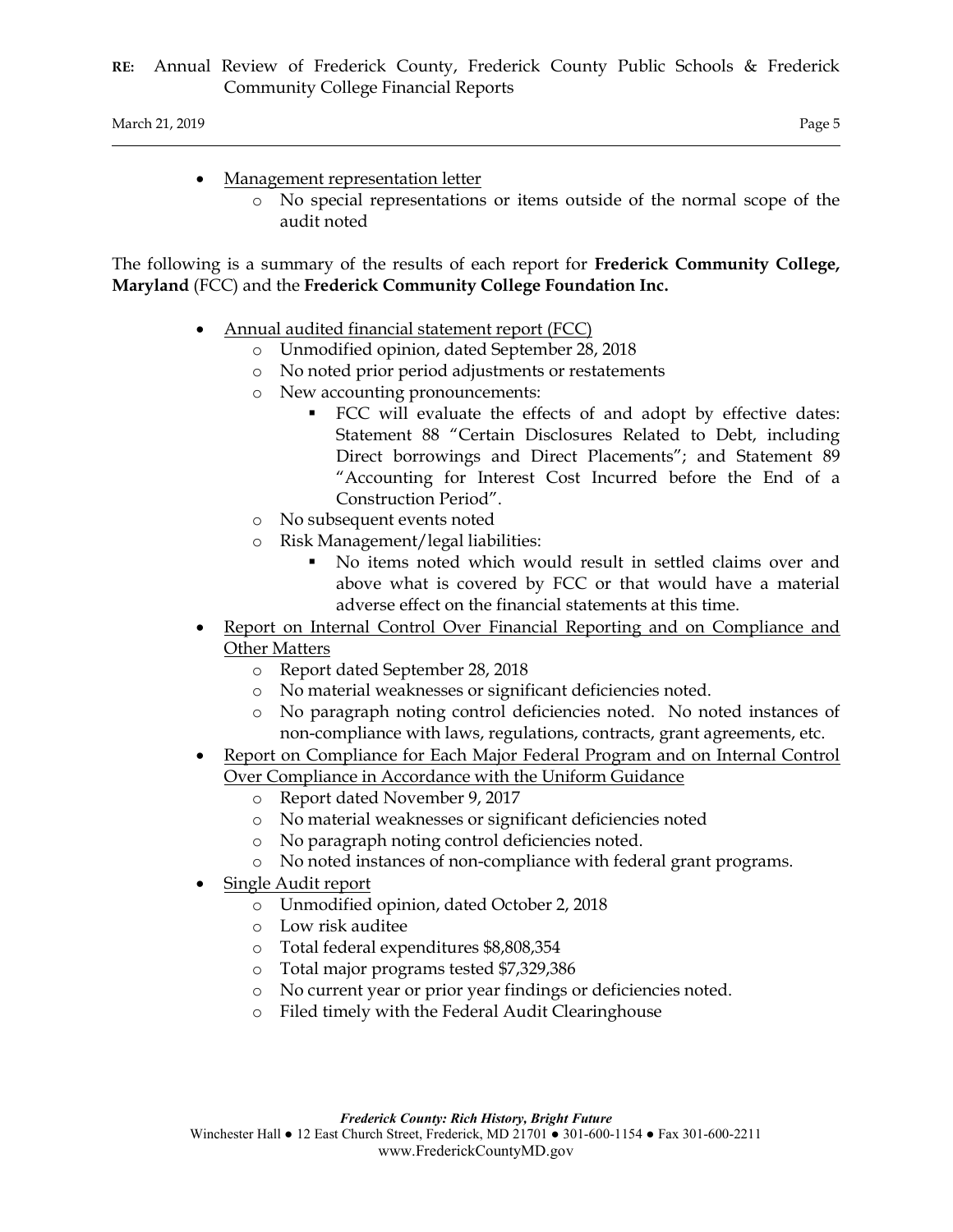- Management representation letter
    - No special representations or items outside of the normal scope of the audit noted

The following is a summary of the results of each report for **Frederick Community College, Maryland** (FCC) and the **Frederick Community College Foundation Inc.**

- Annual audited financial statement report (FCC)
    - Unmodified opinion, dated September 28, 2018
    - No noted prior period adjustments or restatements
    - New accounting pronouncements:
        - FCC will evaluate the effects of and adopt by effective dates: Statement 88 "Certain Disclosures Related to Debt, including Direct borrowings and Direct Placements"; and Statement 89 "Accounting for Interest Cost Incurred before the End of a Construction Period".
    - No subsequent events noted
    - Risk Management/legal liabilities:
        - No items noted which would result in settled claims over and above what is covered by FCC or that would have a material adverse effect on the financial statements at this time.
- Report on Internal Control Over Financial Reporting and on Compliance and Other Matters
    - Report dated September 28, 2018
    - No material weaknesses or significant deficiencies noted.
    - No paragraph noting control deficiencies noted. No noted instances of non-compliance with laws, regulations, contracts, grant agreements, etc.
- Report on Compliance for Each Major Federal Program and on Internal Control Over Compliance in Accordance with the Uniform Guidance
    - Report dated November 9, 2017
    - No material weaknesses or significant deficiencies noted
    - No paragraph noting control deficiencies noted.
    - No noted instances of non-compliance with federal grant programs.
- Single Audit report
    - Unmodified opinion, dated October 2, 2018
    - Low risk auditee
    - Total federal expenditures $8,808,354
    - Total major programs tested $7,329,386
    - No current year or prior year findings or deficiencies noted.
    - Filed timely with the Federal Audit Clearinghouse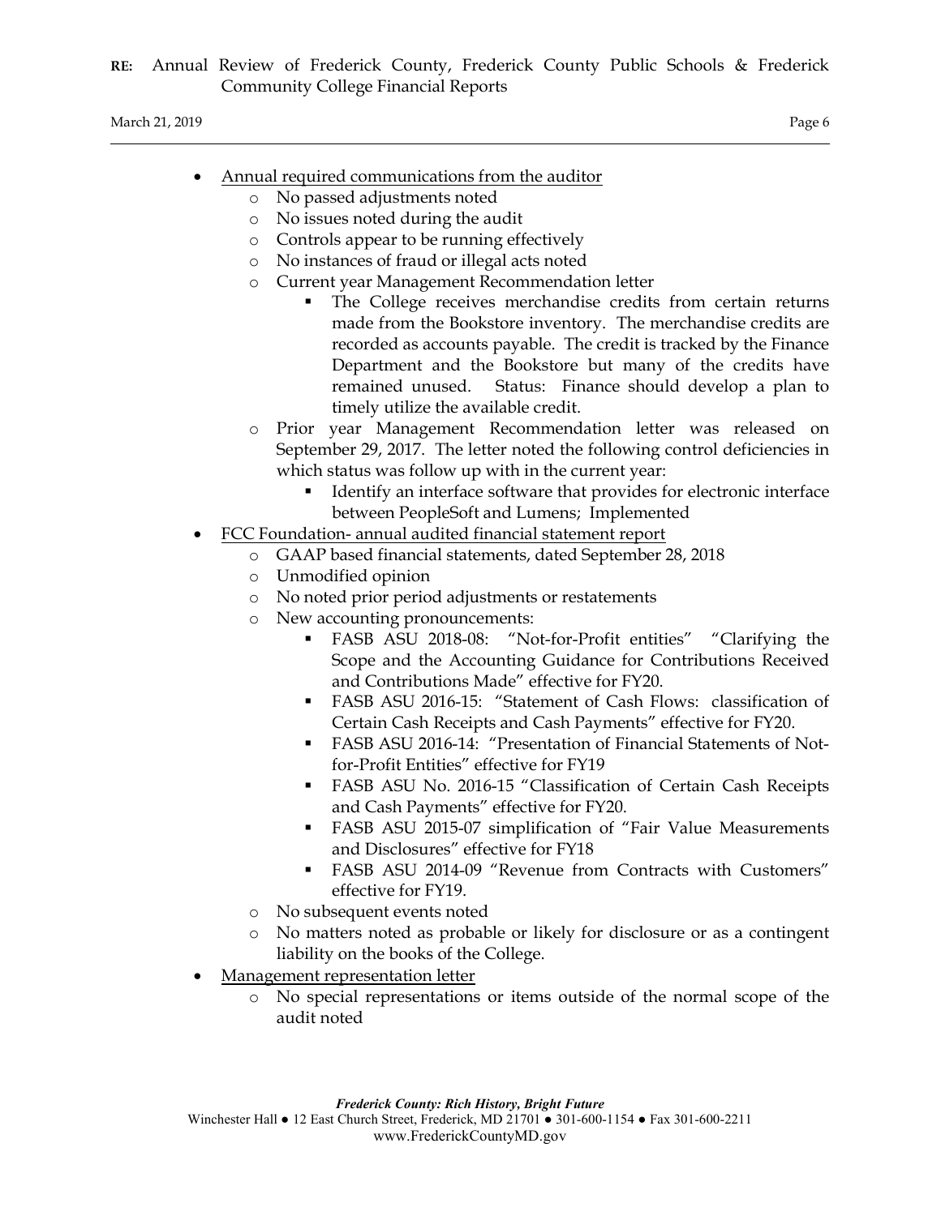- Annual required communications from the auditor
  - No passed adjustments noted
  - No issues noted during the audit
  - Controls appear to be running effectively
  - No instances of fraud or illegal acts noted
  - Current year Management Recommendation letter
    - The College receives merchandise credits from certain returns made from the Bookstore inventory. The merchandise credits are recorded as accounts payable. The credit is tracked by the Finance Department and the Bookstore but many of the credits have remained unused. Status: Finance should develop a plan to timely utilize the available credit.
  - Prior year Management Recommendation letter was released on September 29, 2017. The letter noted the following control deficiencies in which status was follow up with in the current year:
    - Identify an interface software that provides for electronic interface between PeopleSoft and Lumens; Implemented
- FCC Foundation- annual audited financial statement report
  - GAAP based financial statements, dated September 28, 2018
  - Unmodified opinion
  - No noted prior period adjustments or restatements
  - New accounting pronouncements:
    - FASB ASU 2018-08: "Not-for-Profit entities" "Clarifying the Scope and the Accounting Guidance for Contributions Received and Contributions Made" effective for FY20.
    - FASB ASU 2016-15: "Statement of Cash Flows: classification of Certain Cash Receipts and Cash Payments" effective for FY20.
    - FASB ASU 2016-14: "Presentation of Financial Statements of Not-for-Profit Entities" effective for FY19
    - FASB ASU No. 2016-15 "Classification of Certain Cash Receipts and Cash Payments" effective for FY20.
    - FASB ASU 2015-07 simplification of "Fair Value Measurements and Disclosures" effective for FY18
    - FASB ASU 2014-09 "Revenue from Contracts with Customers" effective for FY19.
  - No subsequent events noted
  - No matters noted as probable or likely for disclosure or as a contingent liability on the books of the College.
- Management representation letter
  - No special representations or items outside of the normal scope of the audit noted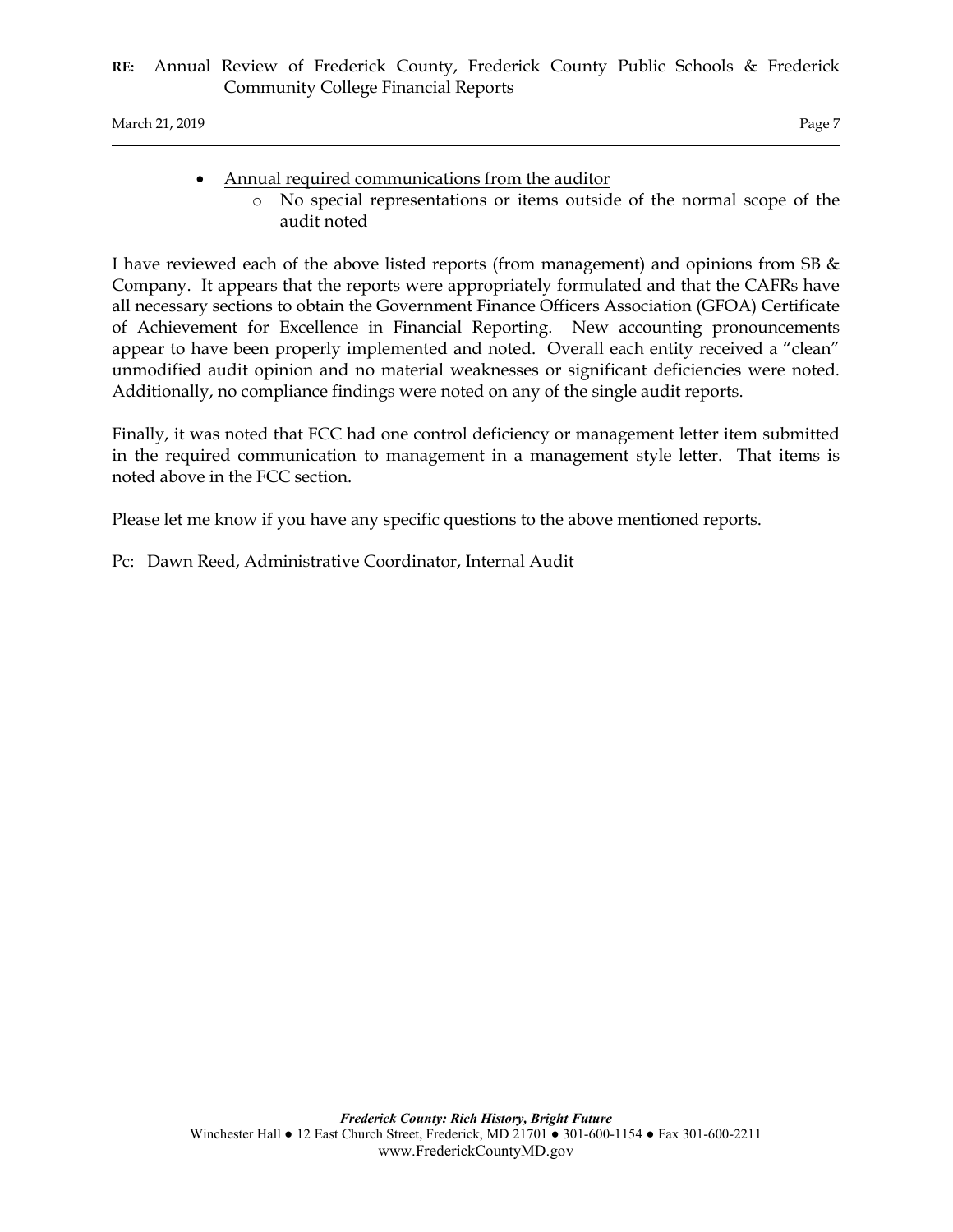- Annual required communications from the auditor
    - No special representations or items outside of the normal scope of the audit noted

I have reviewed each of the above listed reports (from management) and opinions from SB & Company. It appears that the reports were appropriately formulated and that the CAFRs have all necessary sections to obtain the Government Finance Officers Association (GFOA) Certificate of Achievement for Excellence in Financial Reporting. New accounting pronouncements appear to have been properly implemented and noted. Overall each entity received a "clean" unmodified audit opinion and no material weaknesses or significant deficiencies were noted. Additionally, no compliance findings were noted on any of the single audit reports.

Finally, it was noted that FCC had one control deficiency or management letter item submitted in the required communication to management in a management style letter. That items is noted above in the FCC section.

Please let me know if you have any specific questions to the above mentioned reports.

Pc: Dawn Reed, Administrative Coordinator, Internal Audit